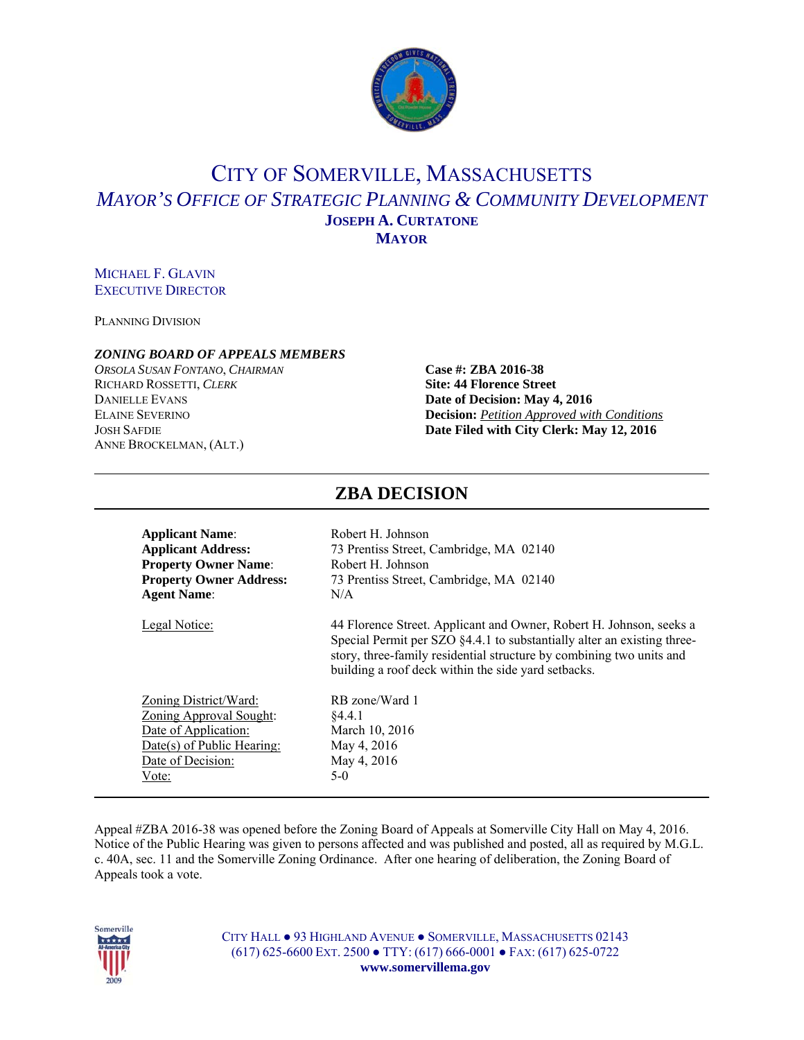# CITY OF SOMERVILLE, MASSACHUSETTS

## *MAYOR'S OFFICE OF STRATEGIC PLANNING & COMMUNITY DEVELOPMENT*

**JOSEPH A. CURTATONE**
**MAYOR**

MICHAEL F. GLAVIN
EXECUTIVE DIRECTOR

PLANNING DIVISION

***ZONING BOARD OF APPEALS MEMBERS***
*ORSOLA SUSAN FONTANO, CHAIRMAN*
RICHARD ROSSETTI, *CLERK*
DANIELLE EVANS
ELAINE SEVERINO
JOSH SAFDIE
ANNE BROCKELMAN, (ALT.)

**Case #: ZBA 2016-38**
**Site: 44 Florence Street**
**Date of Decision: May 4, 2016**
**Decision:** *Petition Approved with Conditions*
**Date Filed with City Clerk: May 12, 2016**

## ZBA DECISION

**Applicant Name**: Robert H. Johnson
**Applicant Address:** 73 Prentiss Street, Cambridge, MA 02140
**Property Owner Name**: Robert H. Johnson
**Property Owner Address:** 73 Prentiss Street, Cambridge, MA 02140
**Agent Name**: N/A

Legal Notice: 44 Florence Street. Applicant and Owner, Robert H. Johnson, seeks a Special Permit per SZO §4.4.1 to substantially alter an existing three-story, three-family residential structure by combining two units and building a roof deck within the side yard setbacks.

Zoning District/Ward: RB zone/Ward 1
Zoning Approval Sought: §4.4.1
Date of Application: March 10, 2016
Date(s) of Public Hearing: May 4, 2016
Date of Decision: May 4, 2016
Vote: 5-0

Appeal #ZBA 2016-38 was opened before the Zoning Board of Appeals at Somerville City Hall on May 4, 2016. Notice of the Public Hearing was given to persons affected and was published and posted, all as required by M.G.L. c. 40A, sec. 11 and the Somerville Zoning Ordinance. After one hearing of deliberation, the Zoning Board of Appeals took a vote.

CITY HALL ● 93 HIGHLAND AVENUE ● SOMERVILLE, MASSACHUSETTS 02143
(617) 625-6600 EXT. 2500 ● TTY: (617) 666-0001 ● FAX: (617) 625-0722
**www.somervillema.gov**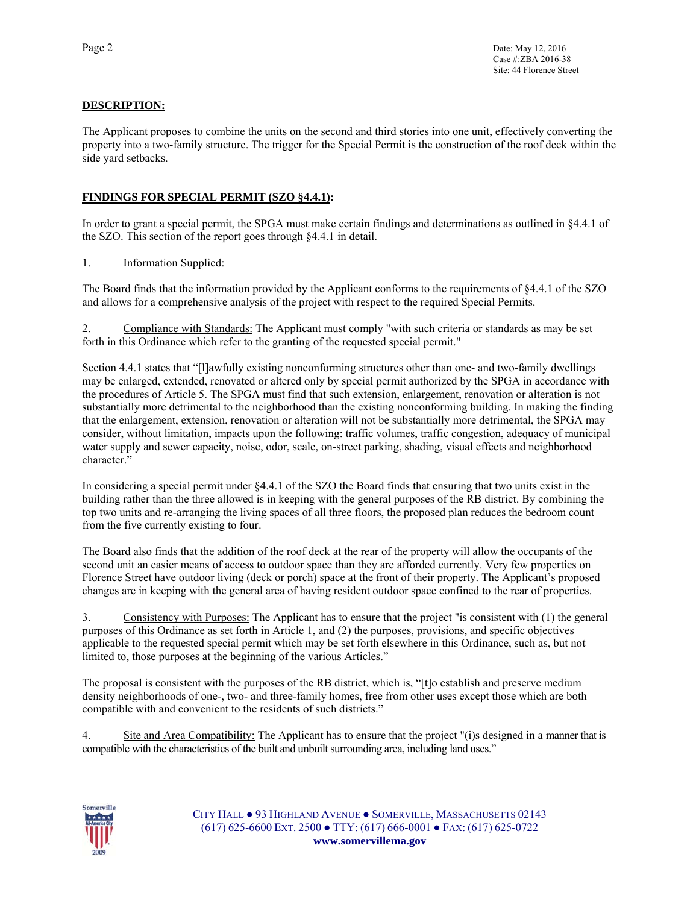**DESCRIPTION:**

The Applicant proposes to combine the units on the second and third stories into one unit, effectively converting the property into a two-family structure. The trigger for the Special Permit is the construction of the roof deck within the side yard setbacks.

**FINDINGS FOR SPECIAL PERMIT (SZO §4.4.1):**

In order to grant a special permit, the SPGA must make certain findings and determinations as outlined in §4.4.1 of the SZO. This section of the report goes through §4.4.1 in detail.

1. Information Supplied:

The Board finds that the information provided by the Applicant conforms to the requirements of §4.4.1 of the SZO and allows for a comprehensive analysis of the project with respect to the required Special Permits.

2. Compliance with Standards: The Applicant must comply "with such criteria or standards as may be set forth in this Ordinance which refer to the granting of the requested special permit."

Section 4.4.1 states that "[l]awfully existing nonconforming structures other than one- and two-family dwellings may be enlarged, extended, renovated or altered only by special permit authorized by the SPGA in accordance with the procedures of Article 5. The SPGA must find that such extension, enlargement, renovation or alteration is not substantially more detrimental to the neighborhood than the existing nonconforming building. In making the finding that the enlargement, extension, renovation or alteration will not be substantially more detrimental, the SPGA may consider, without limitation, impacts upon the following: traffic volumes, traffic congestion, adequacy of municipal water supply and sewer capacity, noise, odor, scale, on-street parking, shading, visual effects and neighborhood character."

In considering a special permit under §4.4.1 of the SZO the Board finds that ensuring that two units exist in the building rather than the three allowed is in keeping with the general purposes of the RB district. By combining the top two units and re-arranging the living spaces of all three floors, the proposed plan reduces the bedroom count from the five currently existing to four.

The Board also finds that the addition of the roof deck at the rear of the property will allow the occupants of the second unit an easier means of access to outdoor space than they are afforded currently. Very few properties on Florence Street have outdoor living (deck or porch) space at the front of their property. The Applicant's proposed changes are in keeping with the general area of having resident outdoor space confined to the rear of properties.

3. Consistency with Purposes: The Applicant has to ensure that the project "is consistent with (1) the general purposes of this Ordinance as set forth in Article 1, and (2) the purposes, provisions, and specific objectives applicable to the requested special permit which may be set forth elsewhere in this Ordinance, such as, but not limited to, those purposes at the beginning of the various Articles."

The proposal is consistent with the purposes of the RB district, which is, "[t]o establish and preserve medium density neighborhoods of one-, two- and three-family homes, free from other uses except those which are both compatible with and convenient to the residents of such districts."

4. Site and Area Compatibility: The Applicant has to ensure that the project "(i)s designed in a manner that is compatible with the characteristics of the built and unbuilt surrounding area, including land uses."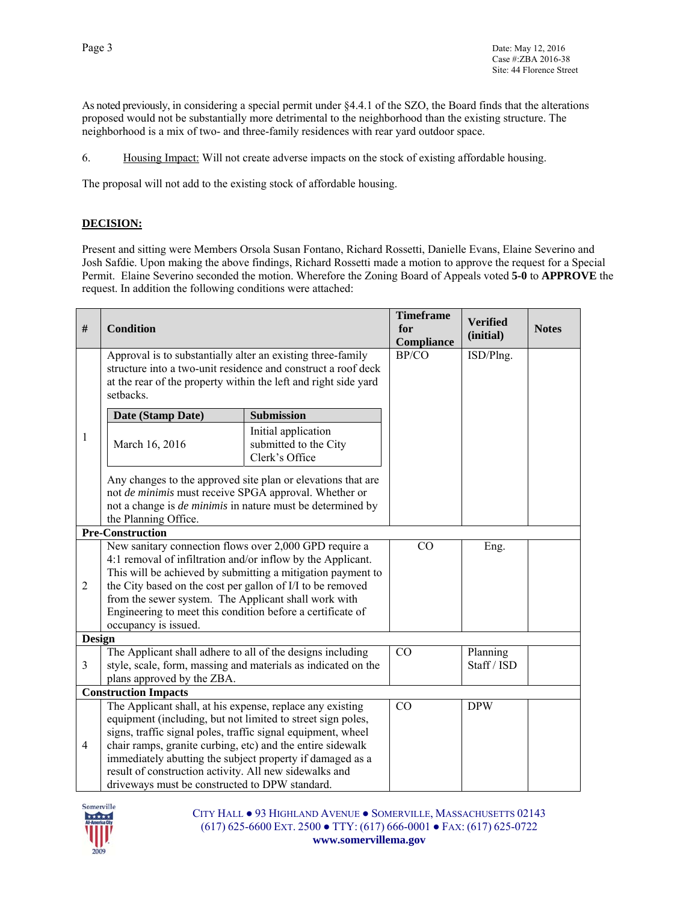As noted previously, in considering a special permit under §4.4.1 of the SZO, the Board finds that the alterations proposed would not be substantially more detrimental to the neighborhood than the existing structure. The neighborhood is a mix of two- and three-family residences with rear yard outdoor space.

6. Housing Impact: Will not create adverse impacts on the stock of existing affordable housing.

The proposal will not add to the existing stock of affordable housing.

## DECISION:

Present and sitting were Members Orsola Susan Fontano, Richard Rossetti, Danielle Evans, Elaine Severino and Josh Safdie. Upon making the above findings, Richard Rossetti made a motion to approve the request for a Special Permit. Elaine Severino seconded the motion. Wherefore the Zoning Board of Appeals voted **5-0** to **APPROVE** the request. In addition the following conditions were attached:

| # | Condition | Timeframe for Compliance | Verified (initial) | Notes |
|---|---|---|---|---|
| 1 | Approval is to substantially alter an existing three-family structure into a two-unit residence and construct a roof deck at the rear of the property within the left and right side yard setbacks. <br><br> **Date (Stamp Date)**: March 16, 2016 — **Submission**: Initial application submitted to the City Clerk's Office <br><br> Any changes to the approved site plan or elevations that are not *de minimis* must receive SPGA approval. Whether or not a change is *de minimis* in nature must be determined by the Planning Office. | BP/CO | ISD/Plng. | |
| **Pre-Construction** | | | | |
| 2 | New sanitary connection flows over 2,000 GPD require a 4:1 removal of infiltration and/or inflow by the Applicant. This will be achieved by submitting a mitigation payment to the City based on the cost per gallon of I/I to be removed from the sewer system. The Applicant shall work with Engineering to meet this condition before a certificate of occupancy is issued. | CO | Eng. | |
| **Design** | | | | |
| 3 | The Applicant shall adhere to all of the designs including style, scale, form, massing and materials as indicated on the plans approved by the ZBA. | CO | Planning Staff / ISD | |
| **Construction Impacts** | | | | |
| 4 | The Applicant shall, at his expense, replace any existing equipment (including, but not limited to street sign poles, signs, traffic signal poles, traffic signal equipment, wheel chair ramps, granite curbing, etc) and the entire sidewalk immediately abutting the subject property if damaged as a result of construction activity. All new sidewalks and driveways must be constructed to DPW standard. | CO | DPW | |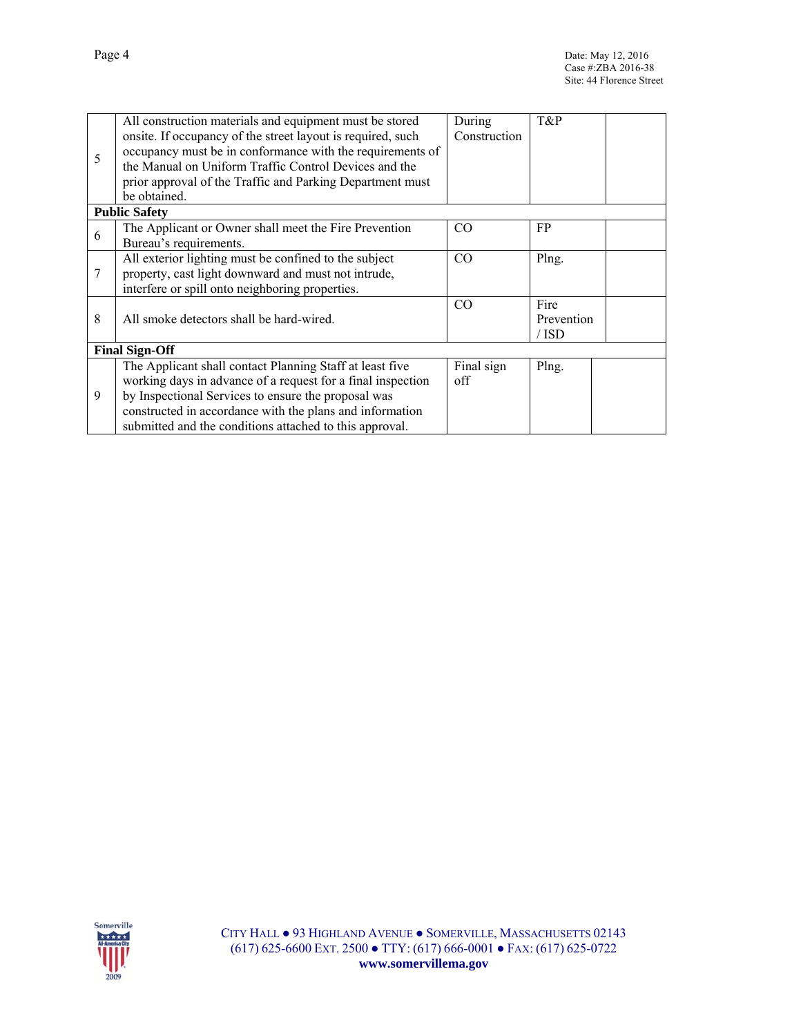| | | | | |
|---|---|---|---|---|
| 5 | All construction materials and equipment must be stored onsite. If occupancy of the street layout is required, such occupancy must be in conformance with the requirements of the Manual on Uniform Traffic Control Devices and the prior approval of the Traffic and Parking Department must be obtained. | During Construction | T&P | |
| **Public Safety** | | | | |
| 6 | The Applicant or Owner shall meet the Fire Prevention Bureau's requirements. | CO | FP | |
| 7 | All exterior lighting must be confined to the subject property, cast light downward and must not intrude, interfere or spill onto neighboring properties. | CO | Plng. | |
| 8 | All smoke detectors shall be hard-wired. | CO | Fire Prevention / ISD | |
| **Final Sign-Off** | | | | |
| 9 | The Applicant shall contact Planning Staff at least five working days in advance of a request for a final inspection by Inspectional Services to ensure the proposal was constructed in accordance with the plans and information submitted and the conditions attached to this approval. | Final sign off | Plng. | |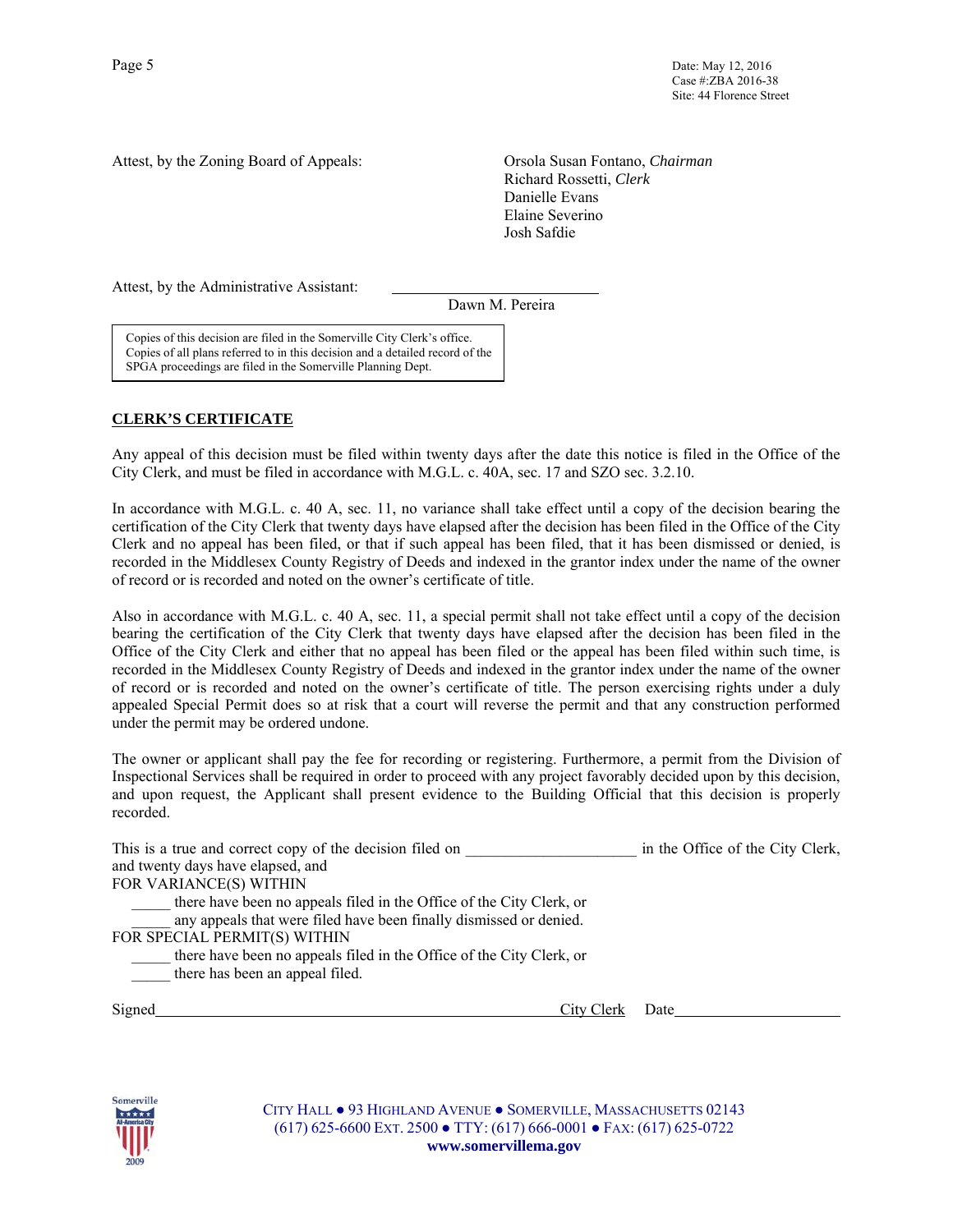Date: May 12, 2016
Case #:ZBA 2016-38
Site: 44 Florence Street

Attest, by the Zoning Board of Appeals:

Orsola Susan Fontano, *Chairman*
Richard Rossetti, *Clerk*
Danielle Evans
Elaine Severino
Josh Safdie

Attest, by the Administrative Assistant: ____________________
Dawn M. Pereira

> Copies of this decision are filed in the Somerville City Clerk's office. Copies of all plans referred to in this decision and a detailed record of the SPGA proceedings are filed in the Somerville Planning Dept.

**CLERK'S CERTIFICATE**

Any appeal of this decision must be filed within twenty days after the date this notice is filed in the Office of the City Clerk, and must be filed in accordance with M.G.L. c. 40A, sec. 17 and SZO sec. 3.2.10.

In accordance with M.G.L. c. 40 A, sec. 11, no variance shall take effect until a copy of the decision bearing the certification of the City Clerk that twenty days have elapsed after the decision has been filed in the Office of the City Clerk and no appeal has been filed, or that if such appeal has been filed, that it has been dismissed or denied, is recorded in the Middlesex County Registry of Deeds and indexed in the grantor index under the name of the owner of record or is recorded and noted on the owner's certificate of title.

Also in accordance with M.G.L. c. 40 A, sec. 11, a special permit shall not take effect until a copy of the decision bearing the certification of the City Clerk that twenty days have elapsed after the decision has been filed in the Office of the City Clerk and either that no appeal has been filed or the appeal has been filed within such time, is recorded in the Middlesex County Registry of Deeds and indexed in the grantor index under the name of the owner of record or is recorded and noted on the owner's certificate of title. The person exercising rights under a duly appealed Special Permit does so at risk that a court will reverse the permit and that any construction performed under the permit may be ordered undone.

The owner or applicant shall pay the fee for recording or registering. Furthermore, a permit from the Division of Inspectional Services shall be required in order to proceed with any project favorably decided upon by this decision, and upon request, the Applicant shall present evidence to the Building Official that this decision is properly recorded.

This is a true and correct copy of the decision filed on ____________________ in the Office of the City Clerk, and twenty days have elapsed, and
FOR VARIANCE(S) WITHIN
_____ there have been no appeals filed in the Office of the City Clerk, or
_____ any appeals that were filed have been finally dismissed or denied.
FOR SPECIAL PERMIT(S) WITHIN
_____ there have been no appeals filed in the Office of the City Clerk, or
_____ there has been an appeal filed.

Signed__________________________________________ City Clerk Date____________________

CITY HALL ● 93 HIGHLAND AVENUE ● SOMERVILLE, MASSACHUSETTS 02143
(617) 625-6600 EXT. 2500 ● TTY: (617) 666-0001 ● FAX: (617) 625-0722
**www.somervillema.gov**